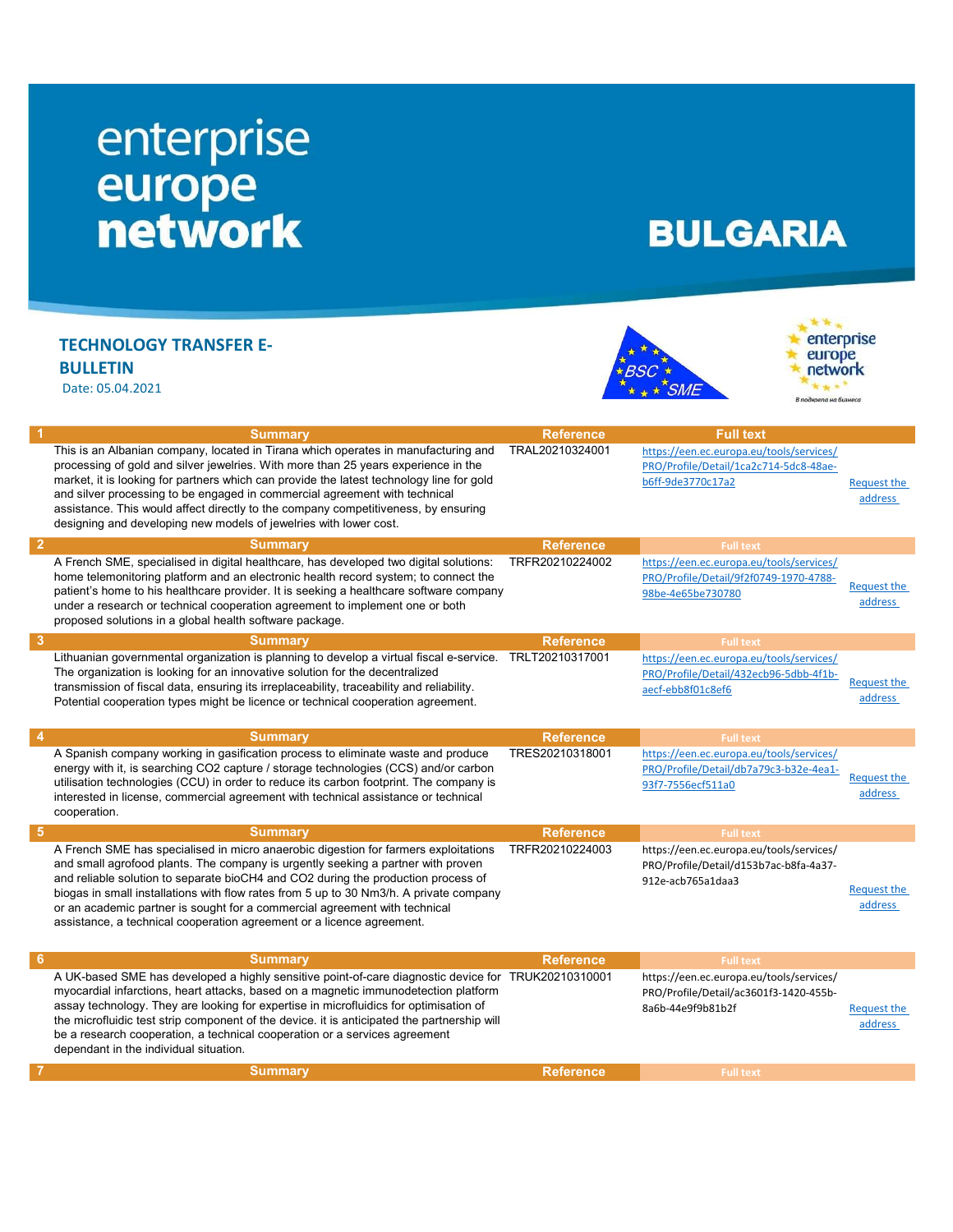# enterprise europe network

# BULGARIA

## TECHNOLOGY TRANSFER E-BULLETIN

Date: 05.04.2021

| # | Summary | Reference | Full text | |
|---|---|---|---|---|
| 1 | This is an Albanian company, located in Tirana which operates in manufacturing and processing of gold and silver jewelries. With more than 25 years experience in the market, it is looking for partners which can provide the latest technology line for gold and silver processing to be engaged in commercial agreement with technical assistance. This would affect directly to the company competitiveness, by ensuring designing and developing new models of jewelries with lower cost. | TRAL20210324001 | https://een.ec.europa.eu/tools/services/PRO/Profile/Detail/1ca2c714-5dc8-48ae-b6ff-9de3770c17a2 | Request the address |
| 2 | A French SME, specialised in digital healthcare, has developed two digital solutions: home telemonitoring platform and an electronic health record system; to connect the patient's home to his healthcare provider. It is seeking a healthcare software company under a research or technical cooperation agreement to implement one or both proposed solutions in a global health software package. | TRFR20210224002 | https://een.ec.europa.eu/tools/services/PRO/Profile/Detail/9f2f0749-1970-4788-98be-4e65be730780 | Request the address |
| 3 | Lithuanian governmental organization is planning to develop a virtual fiscal e-service. The organization is looking for an innovative solution for the decentralized transmission of fiscal data, ensuring its irreplaceability, traceability and reliability. Potential cooperation types might be licence or technical cooperation agreement. | TRLT20210317001 | https://een.ec.europa.eu/tools/services/PRO/Profile/Detail/432ecb96-5dbb-4f1b-aecf-ebb8f01c8ef6 | Request the address |
| 4 | A Spanish company working in gasification process to eliminate waste and produce energy with it, is searching CO2 capture / storage technologies (CCS) and/or carbon utilisation technologies (CCU) in order to reduce its carbon footprint. The company is interested in license, commercial agreement with technical assistance or technical cooperation. | TRES20210318001 | https://een.ec.europa.eu/tools/services/PRO/Profile/Detail/db7a79c3-b32e-4ea1-93f7-7556ecf511a0 | Request the address |
| 5 | A French SME has specialised in micro anaerobic digestion for farmers exploitations and small agrofood plants. The company is urgently seeking a partner with proven and reliable solution to separate bioCH4 and CO2 during the production process of biogas in small installations with flow rates from 5 up to 30 Nm3/h. A private company or an academic partner is sought for a commercial agreement with technical assistance, a technical cooperation agreement or a licence agreement. | TRFR20210224003 | https://een.ec.europa.eu/tools/services/PRO/Profile/Detail/d153b7ac-b8fa-4a37-912e-acb765a1daa3 | Request the address |
| 6 | A UK-based SME has developed a highly sensitive point-of-care diagnostic device for myocardial infarctions, heart attacks, based on a magnetic immunodetection platform assay technology. They are looking for expertise in microfluidics for optimisation of the microfluidic test strip component of the device. it is anticipated the partnership will be a research cooperation, a technical cooperation or a services agreement dependant in the individual situation. | TRUK20210310001 | https://een.ec.europa.eu/tools/services/PRO/Profile/Detail/ac3601f3-1420-455b-8a6b-44e9f9b81b2f | Request the address |
| 7 | | | | |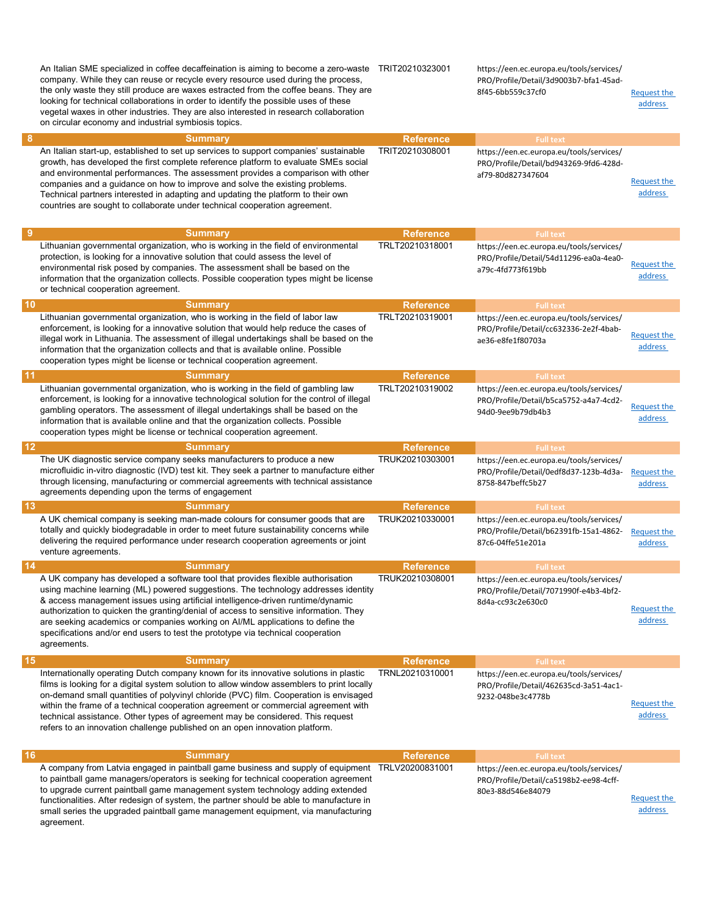| | Summary | Reference | Full text | |
|---|---|---|---|---|
| | An Italian SME specialized in coffee decaffeination is aiming to become a zero-waste company. While they can reuse or recycle every resource used during the process, the only waste they still produce are waxes estracted from the coffee beans. They are looking for technical collaborations in order to identify the possible uses of these vegetal waxes in other industries. They are also interested in research collaboration on circular economy and industrial symbiosis topics. | TRIT20210323001 | https://een.ec.europa.eu/tools/services/PRO/Profile/Detail/3d9003b7-bfa1-45ad-8f45-6bb559c37cf0 | Request the address |
| 8 | An Italian start-up, established to set up services to support companies' sustainable growth, has developed the first complete reference platform to evaluate SMEs social and environmental performances. The assessment provides a comparison with other companies and a guidance on how to improve and solve the existing problems. Technical partners interested in adapting and updating the platform to their own countries are sought to collaborate under technical cooperation agreement. | TRIT20210308001 | https://een.ec.europa.eu/tools/services/PRO/Profile/Detail/bd943269-9fd6-428d-af79-80d827347604 | Request the address |
| 9 | Lithuanian governmental organization, who is working in the field of environmental protection, is looking for a innovative solution that could assess the level of environmental risk posed by companies. The assessment shall be based on the information that the organization collects. Possible cooperation types might be license or technical cooperation agreement. | TRLT20210318001 | https://een.ec.europa.eu/tools/services/PRO/Profile/Detail/54d11296-ea0a-4ea0-a79c-4fd773f619bb | Request the address |
| 10 | Lithuanian governmental organization, who is working in the field of labor law enforcement, is looking for a innovative solution that would help reduce the cases of illegal work in Lithuania. The assessment of illegal undertakings shall be based on the information that the organization collects and that is available online. Possible cooperation types might be license or technical cooperation agreement. | TRLT20210319001 | https://een.ec.europa.eu/tools/services/PRO/Profile/Detail/cc632336-2e2f-4bab-ae36-e8fe1f80703a | Request the address |
| 11 | Lithuanian governmental organization, who is working in the field of gambling law enforcement, is looking for a innovative technological solution for the control of illegal gambling operators. The assessment of illegal undertakings shall be based on the information that is available online and that the organization collects. Possible cooperation types might be license or technical cooperation agreement. | TRLT20210319002 | https://een.ec.europa.eu/tools/services/PRO/Profile/Detail/b5ca5752-a4a7-4cd2-94d0-9ee9b79db4b3 | Request the address |
| 12 | The UK diagnostic service company seeks manufacturers to produce a new microfluidic in-vitro diagnostic (IVD) test kit. They seek a partner to manufacture either through licensing, manufacturing or commercial agreements with technical assistance agreements depending upon the terms of engagement | TRUK20210303001 | https://een.ec.europa.eu/tools/services/PRO/Profile/Detail/0edf8d37-123b-4d3a-8758-847beffc5b27 | Request the address |
| 13 | A UK chemical company is seeking man-made colours for consumer goods that are totally and quickly biodegradable in order to meet future sustainability concerns while delivering the required performance under research cooperation agreements or joint venture agreements. | TRUK20210330001 | https://een.ec.europa.eu/tools/services/PRO/Profile/Detail/b62391fb-15a1-4862-87c6-04ffe51e201a | Request the address |
| 14 | A UK company has developed a software tool that provides flexible authorisation using machine learning (ML) powered suggestions. The technology addresses identity & access management issues using artificial intelligence-driven runtime/dynamic authorization to quicken the granting/denial of access to sensitive information. They are seeking academics or companies working on AI/ML applications to define the specifications and/or end users to test the prototype via technical cooperation agreements. | TRUK20210308001 | https://een.ec.europa.eu/tools/services/PRO/Profile/Detail/7071990f-e4b3-4bf2-8d4a-cc93c2e630c0 | Request the address |
| 15 | Internationally operating Dutch company known for its innovative solutions in plastic films is looking for a digital system solution to allow window assemblers to print locally on-demand small quantities of polyvinyl chloride (PVC) film. Cooperation is envisaged within the frame of a technical cooperation agreement or commercial agreement with technical assistance. Other types of agreement may be considered. This request refers to an innovation challenge published on an open innovation platform. | TRNL20210310001 | https://een.ec.europa.eu/tools/services/PRO/Profile/Detail/462635cd-3a51-4ac1-9232-048be3c4778b | Request the address |
| 16 | A company from Latvia engaged in paintball game business and supply of equipment to paintball game managers/operators is seeking for technical cooperation agreement to upgrade current paintball game management system technology adding extended functionalities. After redesign of system, the partner should be able to manufacture in small series the upgraded paintball game management equipment, via manufacturing agreement. | TRLV20200831001 | https://een.ec.europa.eu/tools/services/PRO/Profile/Detail/ca5198b2-ee98-4cff-80e3-88d546e84079 | Request the address |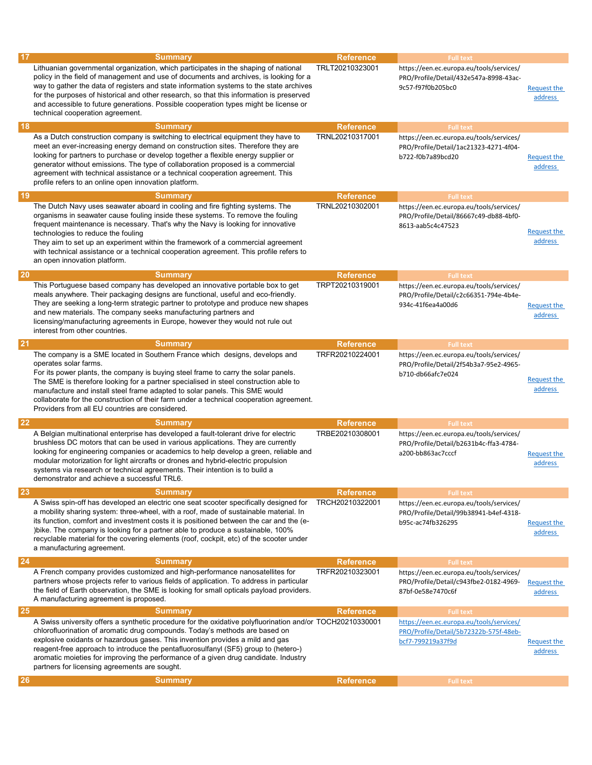| 17 | Summary | Reference | Full text | |
|---|---|---|---|---|
| | Lithuanian governmental organization, which participates in the shaping of national policy in the field of management and use of documents and archives, is looking for a way to gather the data of registers and state information systems to the state archives for the purposes of historical and other research, so that this information is preserved and accessible to future generations. Possible cooperation types might be license or technical cooperation agreement. | TRLT20210323001 | https://een.ec.europa.eu/tools/services/PRO/Profile/Detail/432e547a-8998-43ac-9c57-f97f0b205bc0 | Request the address |

| 18 | Summary | Reference | Full text | |
|---|---|---|---|---|
| | As a Dutch construction company is switching to electrical equipment they have to meet an ever-increasing energy demand on construction sites. Therefore they are looking for partners to purchase or develop together a flexible energy supplier or generator without emissions. The type of collaboration proposed is a commercial agreement with technical assistance or a technical cooperation agreement. This profile refers to an online open innovation platform. | TRNL20210317001 | https://een.ec.europa.eu/tools/services/PRO/Profile/Detail/1ac21323-4271-4f04-b722-f0b7a89bcd20 | Request the address |

| 19 | Summary | Reference | Full text | |
|---|---|---|---|---|
| | The Dutch Navy uses seawater aboard in cooling and fire fighting systems. The organisms in seawater cause fouling inside these systems. To remove the fouling frequent maintenance is necessary. That's why the Navy is looking for innovative technologies to reduce the fouling<br>They aim to set up an experiment within the framework of a commercial agreement with technical assistance or a technical cooperation agreement. This profile refers to an open innovation platform. | TRNL20210302001 | https://een.ec.europa.eu/tools/services/PRO/Profile/Detail/86667c49-db88-4bf0-8613-aab5c4c47523 | Request the address |

| 20 | Summary | Reference | Full text | |
|---|---|---|---|---|
| | This Portuguese based company has developed an innovative portable box to get meals anywhere. Their packaging designs are functional, useful and eco-friendly. They are seeking a long-term strategic partner to prototype and produce new shapes and new materials. The company seeks manufacturing partners and licensing/manufacturing agreements in Europe, however they would not rule out interest from other countries. | TRPT20210319001 | https://een.ec.europa.eu/tools/services/PRO/Profile/Detail/c2c66351-794e-4b4e-934c-41f6ea4a00d6 | Request the address |

| 21 | Summary | Reference | Full text | |
|---|---|---|---|---|
| | The company is a SME located in Southern France which designs, develops and operates solar farms.<br>For its power plants, the company is buying steel frame to carry the solar panels.<br>The SME is therefore looking for a partner specialised in steel construction able to manufacture and install steel frame adapted to solar panels. This SME would collaborate for the construction of their farm under a technical cooperation agreement. Providers from all EU countries are considered. | TRFR20210224001 | https://een.ec.europa.eu/tools/services/PRO/Profile/Detail/2f54b3a7-95e2-4965-b710-db66afc7e024 | Request the address |

| 22 | Summary | Reference | Full text | |
|---|---|---|---|---|
| | A Belgian multinational enterprise has developed a fault-tolerant drive for electric brushless DC motors that can be used in various applications. They are currently looking for engineering companies or academics to help develop a green, reliable and modular motorization for light aircrafts or drones and hybrid-electric propulsion systems via research or technical agreements. Their intention is to build a demonstrator and achieve a successful TRL6. | TRBE20210308001 | https://een.ec.europa.eu/tools/services/PRO/Profile/Detail/b2631b4c-ffa3-4784-a200-bb863ac7cccf | Request the address |

| 23 | Summary | Reference | Full text | |
|---|---|---|---|---|
| | A Swiss spin-off has developed an electric one seat scooter specifically designed for a mobility sharing system: three-wheel, with a roof, made of sustainable material. In its function, comfort and investment costs it is positioned between the car and the (e-)bike. The company is looking for a partner able to produce a sustainable, 100% recyclable material for the covering elements (roof, cockpit, etc) of the scooter under a manufacturing agreement. | TRCH20210322001 | https://een.ec.europa.eu/tools/services/PRO/Profile/Detail/99b38941-b4ef-4318-b95c-ac74fb326295 | Request the address |

| 24 | Summary | Reference | Full text | |
|---|---|---|---|---|
| | A French company provides customized and high-performance nanosatellites for partners whose projects refer to various fields of application. To address in particular the field of Earth observation, the SME is looking for small opticals payload providers. A manufacturing agreement is proposed. | TRFR20210323001 | https://een.ec.europa.eu/tools/services/PRO/Profile/Detail/c943fbe2-0182-4969-87bf-0e58e7470c6f | Request the address |

| 25 | Summary | Reference | Full text | |
|---|---|---|---|---|
| | A Swiss university offers a synthetic procedure for the oxidative polyfluorination and/or chlorofluorination of aromatic drug compounds. Today's methods are based on explosive oxidants or hazardous gases. This invention provides a mild and gas reagent-free approach to introduce the pentafluorosulfanyl ($SF_5$) group to (hetero-) aromatic moieties for improving the performance of a given drug candidate. Industry partners for licensing agreements are sought. | TOCH20210330001 | https://een.ec.europa.eu/tools/services/PRO/Profile/Detail/5b72322b-575f-48eb-bcf7-799219a37f9d | Request the address |

| 26 | Summary | Reference | Full text |
|---|---|---|---|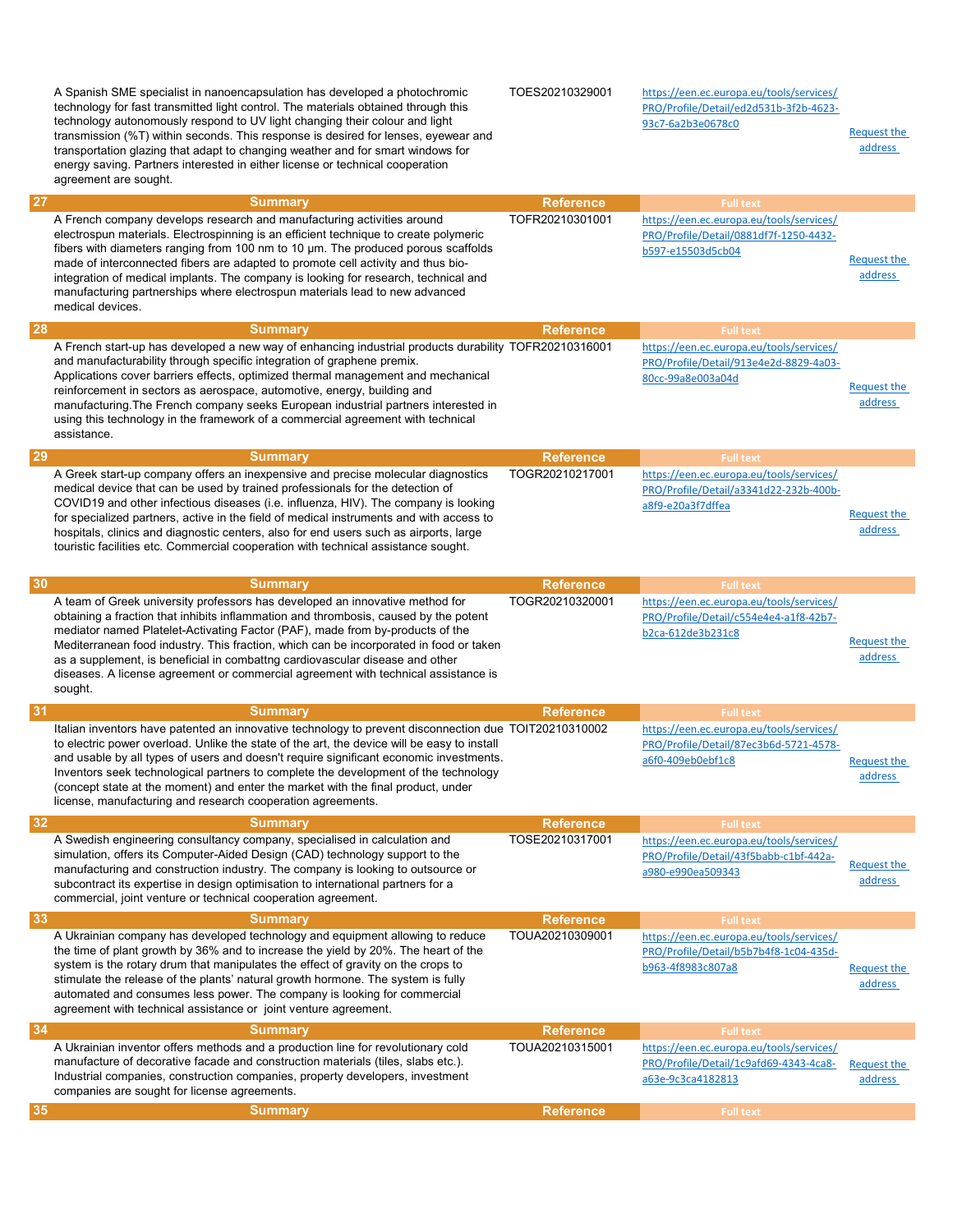| | Summary | Reference | Full text | |
|---|---|---|---|---|
| | A Spanish SME specialist in nanoencapsulation has developed a photochromic technology for fast transmitted light control. The materials obtained through this technology autonomously respond to UV light changing their colour and light transmission (%T) within seconds. This response is desired for lenses, eyewear and transportation glazing that adapt to changing weather and for smart windows for energy saving. Partners interested in either license or technical cooperation agreement are sought. | TOES20210329001 | https://een.ec.europa.eu/tools/services/PRO/Profile/Detail/ed2d531b-3f2b-4623-93c7-6a2b3e0678c0 | Request the address |
| 27 | A French company develops research and manufacturing activities around electrospun materials. Electrospinning is an efficient technique to create polymeric fibers with diameters ranging from 100 nm to 10 µm. The produced porous scaffolds made of interconnected fibers are adapted to promote cell activity and thus bio-integration of medical implants. The company is looking for research, technical and manufacturing partnerships where electrospun materials lead to new advanced medical devices. | TOFR20210301001 | https://een.ec.europa.eu/tools/services/PRO/Profile/Detail/0881df7f-1250-4432-b597-e15503d5cb04 | Request the address |
| 28 | A French start-up has developed a new way of enhancing industrial products durability and manufacturability through specific integration of graphene premix. Applications cover barriers effects, optimized thermal management and mechanical reinforcement in sectors as aerospace, automotive, energy, building and manufacturing.The French company seeks European industrial partners interested in using this technology in the framework of a commercial agreement with technical assistance. | TOFR20210316001 | https://een.ec.europa.eu/tools/services/PRO/Profile/Detail/913e4e2d-8829-4a03-80cc-99a8e003a04d | Request the address |
| 29 | A Greek start-up company offers an inexpensive and precise molecular diagnostics medical device that can be used by trained professionals for the detection of COVID19 and other infectious diseases (i.e. influenza, HIV). The company is looking for specialized partners, active in the field of medical instruments and with access to hospitals, clinics and diagnostic centers, also for end users such as airports, large touristic facilities etc. Commercial cooperation with technical assistance sought. | TOGR20210217001 | https://een.ec.europa.eu/tools/services/PRO/Profile/Detail/a3341d22-232b-400b-a8f9-e20a3f7dffea | Request the address |
| 30 | A team of Greek university professors has developed an innovative method for obtaining a fraction that inhibits inflammation and thrombosis, caused by the potent mediator named Platelet-Activating Factor (PAF), made from by-products of the Mediterranean food industry. This fraction, which can be incorporated in food or taken as a supplement, is beneficial in combattng cardiovascular disease and other diseases. A license agreement or commercial agreement with technical assistance is sought. | TOGR20210320001 | https://een.ec.europa.eu/tools/services/PRO/Profile/Detail/c554e4e4-a1f8-42b7-b2ca-612de3b231c8 | Request the address |
| 31 | Italian inventors have patented an innovative technology to prevent disconnection due to electric power overload. Unlike the state of the art, the device will be easy to install and usable by all types of users and doesn't require significant economic investments. Inventors seek technological partners to complete the development of the technology (concept state at the moment) and enter the market with the final product, under license, manufacturing and research cooperation agreements. | TOIT20210310002 | https://een.ec.europa.eu/tools/services/PRO/Profile/Detail/87ec3b6d-5721-4578-a6f0-409eb0ebf1c8 | Request the address |
| 32 | A Swedish engineering consultancy company, specialised in calculation and simulation, offers its Computer-Aided Design (CAD) technology support to the manufacturing and construction industry. The company is looking to outsource or subcontract its expertise in design optimisation to international partners for a commercial, joint venture or technical cooperation agreement. | TOSE20210317001 | https://een.ec.europa.eu/tools/services/PRO/Profile/Detail/43f5babb-c1bf-442a-a980-e990ea509343 | Request the address |
| 33 | A Ukrainian company has developed technology and equipment allowing to reduce the time of plant growth by 36% and to increase the yield by 20%. The heart of the system is the rotary drum that manipulates the effect of gravity on the crops to stimulate the release of the plants' natural growth hormone. The system is fully automated and consumes less power. The company is looking for commercial agreement with technical assistance or joint venture agreement. | TOUA20210309001 | https://een.ec.europa.eu/tools/services/PRO/Profile/Detail/b5b7b4f8-1c04-435d-b963-4f8983c807a8 | Request the address |
| 34 | A Ukrainian inventor offers methods and a production line for revolutionary cold manufacture of decorative facade and construction materials (tiles, slabs etc.). Industrial companies, construction companies, property developers, investment companies are sought for license agreements. | TOUA20210315001 | https://een.ec.europa.eu/tools/services/PRO/Profile/Detail/1c9afd69-4343-4ca8-a63e-9c3ca4182813 | Request the address |
| 35 | | | | |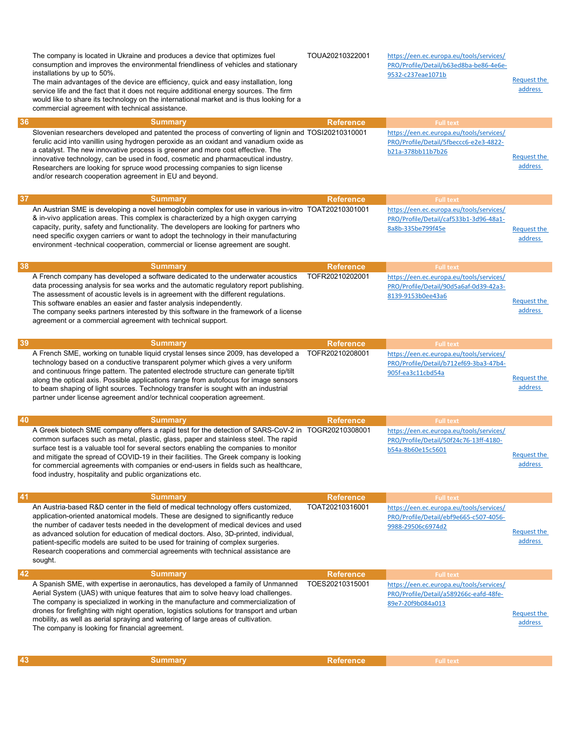| | Summary | Reference | Full text | |
|---|---|---|---|---|
| | The company is located in Ukraine and produces a device that optimizes fuel consumption and improves the environmental friendliness of vehicles and stationary installations by up to 50%. The main advantages of the device are efficiency, quick and easy installation, long service life and the fact that it does not require additional energy sources. The firm would like to share its technology on the international market and is thus looking for a commercial agreement with technical assistance. | TOUA20210322001 | https://een.ec.europa.eu/tools/services/PRO/Profile/Detail/b63ed8ba-be86-4e6e-9532-c237eae1071b | Request the address |

| 36 | Summary | Reference | Full text | |
|---|---|---|---|---|
| | Slovenian researchers developed and patented the process of converting of lignin and ferulic acid into vanillin using hydrogen peroxide as an oxidant and vanadium oxide as a catalyst. The new innovative process is greener and more cost effective. The innovative technology, can be used in food, cosmetic and pharmaceutical industry. Researchers are looking for spruce wood processing companies to sign license and/or research cooperation agreement in EU and beyond. | TOSI20210310001 | https://een.ec.europa.eu/tools/services/PRO/Profile/Detail/5fbeccc6-e2e3-4822-b21a-378bb11b7b26 | Request the address |

| 37 | Summary | Reference | Full text | |
|---|---|---|---|---|
| | An Austrian SME is developing a novel hemoglobin complex for use in various in-vitro & in-vivo application areas. This complex is characterized by a high oxygen carrying capacity, purity, safety and functionality. The developers are looking for partners who need specific oxygen carriers or want to adopt the technology in their manufacturing environment -technical cooperation, commercial or license agreement are sought. | TOAT20210301001 | https://een.ec.europa.eu/tools/services/PRO/Profile/Detail/caf533b1-3d96-48a1-8a8b-335be799f45e | Request the address |

| 38 | Summary | Reference | Full text | |
|---|---|---|---|---|
| | A French company has developed a software dedicated to the underwater acoustics data processing analysis for sea works and the automatic regulatory report publishing. The assessment of acoustic levels is in agreement with the different regulations. This software enables an easier and faster analysis independently. The company seeks partners interested by this software in the framework of a license agreement or a commercial agreement with technical support. | TOFR20210202001 | https://een.ec.europa.eu/tools/services/PRO/Profile/Detail/90d5a6af-0d39-42a3-8139-9153b0ee43a6 | Request the address |

| 39 | Summary | Reference | Full text | |
|---|---|---|---|---|
| | A French SME, working on tunable liquid crystal lenses since 2009, has developed a technology based on a conductive transparent polymer which gives a very uniform and continuous fringe pattern. The patented electrode structure can generate tip/tilt along the optical axis. Possible applications range from autofocus for image sensors to beam shaping of light sources. Technology transfer is sought with an industrial partner under license agreement and/or technical cooperation agreement. | TOFR20210208001 | https://een.ec.europa.eu/tools/services/PRO/Profile/Detail/b712ef69-3ba3-47b4-905f-ea3c11cbd54a | Request the address |

| 40 | Summary | Reference | Full text | |
|---|---|---|---|---|
| | A Greek biotech SME company offers a rapid test for the detection of SARS-CoV-2 in common surfaces such as metal, plastic, glass, paper and stainless steel. The rapid surface test is a valuable tool for several sectors enabling the companies to monitor and mitigate the spread of COVID-19 in their facilities. The Greek company is looking for commercial agreements with companies or end-users in fields such as healthcare, food industry, hospitality and public organizations etc. | TOGR20210308001 | https://een.ec.europa.eu/tools/services/PRO/Profile/Detail/50f24c76-13ff-4180-b54a-8b60e15c5601 | Request the address |

| 41 | Summary | Reference | Full text | |
|---|---|---|---|---|
| | An Austria-based R&D center in the field of medical technology offers customized, application-oriented anatomical models. These are designed to significantly reduce the number of cadaver tests needed in the development of medical devices and used as advanced solution for education of medical doctors. Also, 3D-printed, individual, patient-specific models are suited to be used for training of complex surgeries. Research cooperations and commercial agreements with technical assistance are sought. | TOAT20210316001 | https://een.ec.europa.eu/tools/services/PRO/Profile/Detail/ebf9e665-c507-4056-9988-29506c6974d2 | Request the address |

| 42 | Summary | Reference | Full text | |
|---|---|---|---|---|
| | A Spanish SME, with expertise in aeronautics, has developed a family of Unmanned Aerial System (UAS) with unique features that aim to solve heavy load challenges. The company is specialized in working in the manufacture and commercialization of drones for firefighting with night operation, logistics solutions for transport and urban mobility, as well as aerial spraying and watering of large areas of cultivation. The company is looking for financial agreement. | TOES20210315001 | https://een.ec.europa.eu/tools/services/PRO/Profile/Detail/a589266c-eafd-48fe-89e7-20f9b084a013 | Request the address |

| 43 | Summary | Reference | Full text |
|---|---|---|---|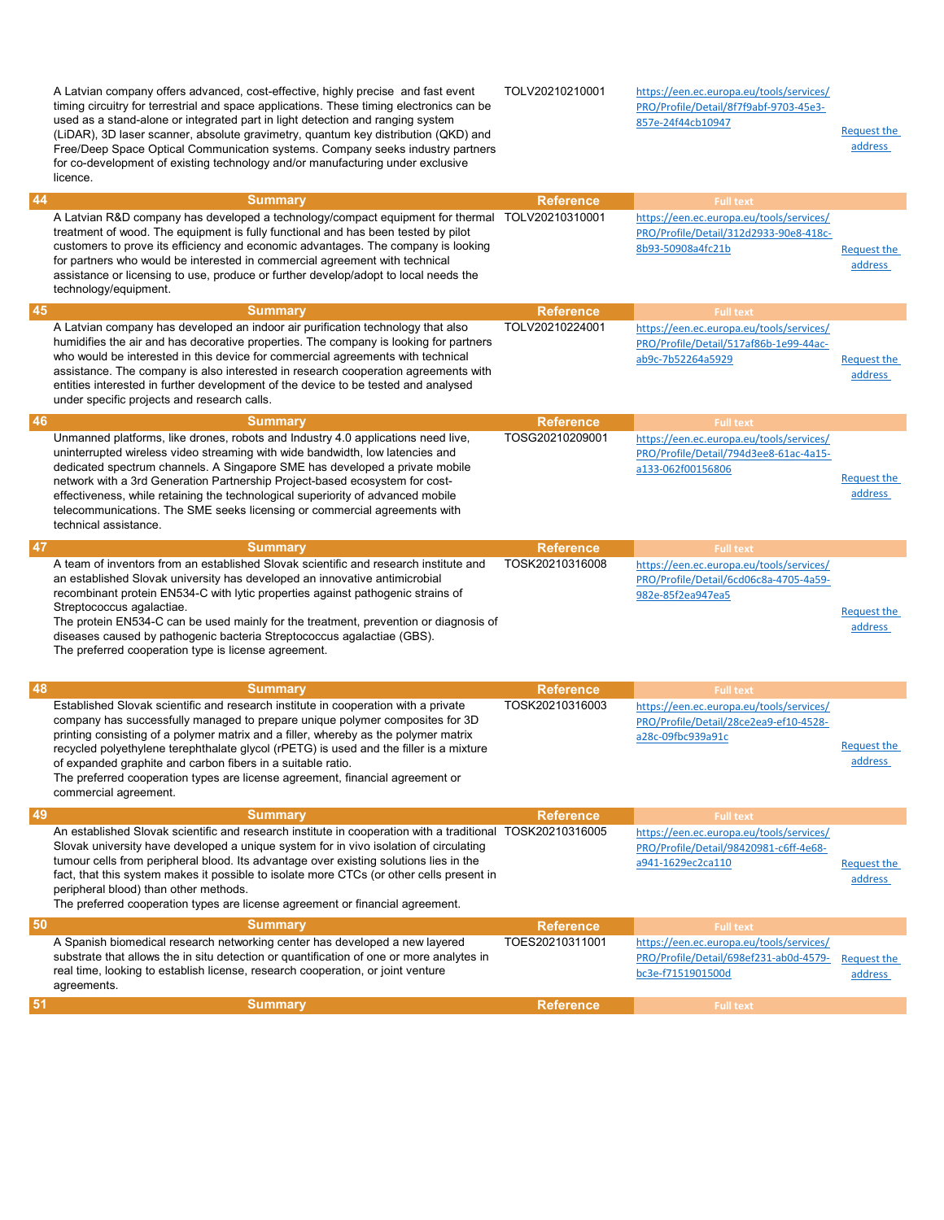| | Summary | Reference | Full text | |
|---|---|---|---|---|
| | A Latvian company offers advanced, cost-effective, highly precise and fast event timing circuitry for terrestrial and space applications. These timing electronics can be used as a stand-alone or integrated part in light detection and ranging system (LiDAR), 3D laser scanner, absolute gravimetry, quantum key distribution (QKD) and Free/Deep Space Optical Communication systems. Company seeks industry partners for co-development of existing technology and/or manufacturing under exclusive licence. | TOLV20210210001 | https://een.ec.europa.eu/tools/services/PRO/Profile/Detail/8f7f9abf-9703-45e3-857e-24f44cb10947 | Request the address |
| 44 | A Latvian R&D company has developed a technology/compact equipment for thermal treatment of wood. The equipment is fully functional and has been tested by pilot customers to prove its efficiency and economic advantages. The company is looking for partners who would be interested in commercial agreement with technical assistance or licensing to use, produce or further develop/adopt to local needs the technology/equipment. | TOLV20210310001 | https://een.ec.europa.eu/tools/services/PRO/Profile/Detail/312d2933-90e8-418c-8b93-50908a4fc21b | Request the address |
| 45 | A Latvian company has developed an indoor air purification technology that also humidifies the air and has decorative properties. The company is looking for partners who would be interested in this device for commercial agreements with technical assistance. The company is also interested in research cooperation agreements with entities interested in further development of the device to be tested and analysed under specific projects and research calls. | TOLV20210224001 | https://een.ec.europa.eu/tools/services/PRO/Profile/Detail/517af86b-1e99-44ac-ab9c-7b52264a5929 | Request the address |
| 46 | Unmanned platforms, like drones, robots and Industry 4.0 applications need live, uninterrupted wireless video streaming with wide bandwidth, low latencies and dedicated spectrum channels. A Singapore SME has developed a private mobile network with a 3rd Generation Partnership Project-based ecosystem for cost-effectiveness, while retaining the technological superiority of advanced mobile telecommunications. The SME seeks licensing or commercial agreements with technical assistance. | TOSG20210209001 | https://een.ec.europa.eu/tools/services/PRO/Profile/Detail/794d3ee8-61ac-4a15-a133-062f00156806 | Request the address |
| 47 | A team of inventors from an established Slovak scientific and research institute and an established Slovak university has developed an innovative antimicrobial recombinant protein EN534-C with lytic properties against pathogenic strains of Streptococcus agalactiae.<br>The protein EN534-C can be used mainly for the treatment, prevention or diagnosis of diseases caused by pathogenic bacteria Streptococcus agalactiae (GBS).<br>The preferred cooperation type is license agreement. | TOSK20210316008 | https://een.ec.europa.eu/tools/services/PRO/Profile/Detail/6cd06c8a-4705-4a59-982e-85f2ea947ea5 | Request the address |
| 48 | Established Slovak scientific and research institute in cooperation with a private company has successfully managed to prepare unique polymer composites for 3D printing consisting of a polymer matrix and a filler, whereby as the polymer matrix recycled polyethylene terephthalate glycol (rPETG) is used and the filler is a mixture of expanded graphite and carbon fibers in a suitable ratio.<br>The preferred cooperation types are license agreement, financial agreement or commercial agreement. | TOSK20210316003 | https://een.ec.europa.eu/tools/services/PRO/Profile/Detail/28ce2ea9-ef10-4528-a28c-09fbc939a91c | Request the address |
| 49 | An established Slovak scientific and research institute in cooperation with a traditional Slovak university have developed a unique system for in vivo isolation of circulating tumour cells from peripheral blood. Its advantage over existing solutions lies in the fact, that this system makes it possible to isolate more CTCs (or other cells present in peripheral blood) than other methods.<br>The preferred cooperation types are license agreement or financial agreement. | TOSK20210316005 | https://een.ec.europa.eu/tools/services/PRO/Profile/Detail/98420981-c6ff-4e68-a941-1629ec2ca110 | Request the address |
| 50 | A Spanish biomedical research networking center has developed a new layered substrate that allows the in situ detection or quantification of one or more analytes in real time, looking to establish license, research cooperation, or joint venture agreements. | TOES20210311001 | https://een.ec.europa.eu/tools/services/PRO/Profile/Detail/698ef231-ab0d-4579-bc3e-f7151901500d | Request the address |
| 51 | Summary | Reference | Full text | |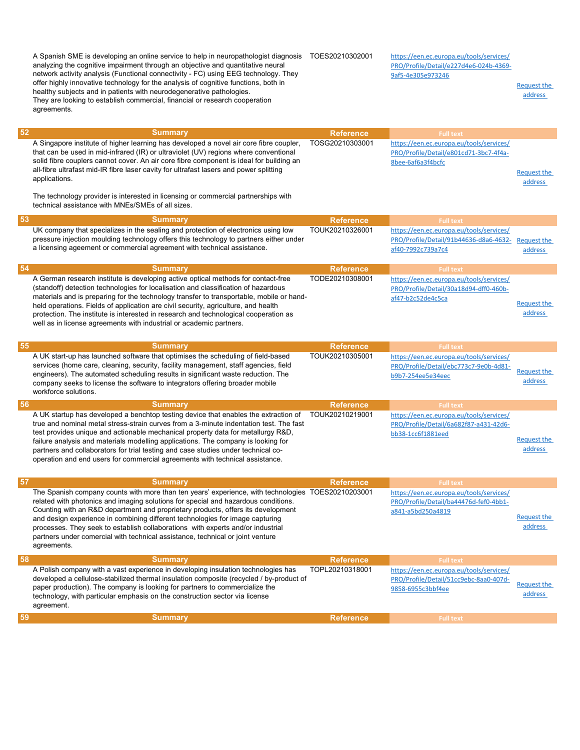| | Summary | Reference | Full text | |
|---|---|---|---|---|
| | A Spanish SME is developing an online service to help in neuropathologist diagnosis analyzing the cognitive impairment through an objective and quantitative neural network activity analysis (Functional connectivity - FC) using EEG technology. They offer highly innovative technology for the analysis of cognitive functions, both in healthy subjects and in patients with neurodegenerative pathologies. They are looking to establish commercial, financial or research cooperation agreements. | TOES20210302001 | https://een.ec.europa.eu/tools/services/PRO/Profile/Detail/e227d4e6-024b-4369-9af5-4e305e973246 | Request the address |
| 52 | A Singapore institute of higher learning has developed a novel air core fibre coupler, that can be used in mid-infrared (IR) or ultraviolet (UV) regions where conventional solid fibre couplers cannot cover. An air core fibre component is ideal for building an all-fibre ultrafast mid-IR fibre laser cavity for ultrafast lasers and power splitting applications.<br><br>The technology provider is interested in licensing or commercial partnerships with technical assistance with MNEs/SMEs of all sizes. | TOSG20210303001 | https://een.ec.europa.eu/tools/services/PRO/Profile/Detail/e801cd71-3bc7-4f4a-8bee-6af6a3f4bcfc | Request the address |
| 53 | UK company that specializes in the sealing and protection of electronics using low pressure injection moulding technology offers this technology to partners either under a licensing ageement or commercial agreement with technical assistance. | TOUK20210326001 | https://een.ec.europa.eu/tools/services/PRO/Profile/Detail/91b44636-d8a6-4632-af40-7992c739a7c4 | Request the address |
| 54 | A German research institute is developing active optical methods for contact-free (standoff) detection technologies for localisation and classification of hazardous materials and is preparing for the technology transfer to transportable, mobile or hand-held operations. Fields of application are civil security, agriculture, and health protection. The institute is interested in research and technological cooperation as well as in license agreements with industrial or academic partners. | TODE20210308001 | https://een.ec.europa.eu/tools/services/PRO/Profile/Detail/30a18d94-dff0-460b-af47-b2c52de4c5ca | Request the address |
| 55 | A UK start-up has launched software that optimises the scheduling of field-based services (home care, cleaning, security, facility management, staff agencies, field engineers). The automated scheduling results in significant waste reduction. The company seeks to license the software to integrators offering broader mobile workforce solutions. | TOUK20210305001 | https://een.ec.europa.eu/tools/services/PRO/Profile/Detail/ebc773c7-9e0b-4d81-b9b7-254ee5e34eec | Request the address |
| 56 | A UK startup has developed a benchtop testing device that enables the extraction of true and nominal metal stress-strain curves from a 3-minute indentation test. The fast test provides unique and actionable mechanical property data for metallurgy R&D, failure analysis and materials modelling applications. The company is looking for partners and collaborators for trial testing and case studies under technical co-operation and end users for commercial agreements with technical assistance. | TOUK20210219001 | https://een.ec.europa.eu/tools/services/PRO/Profile/Detail/6a682f87-a431-42d6-bb38-1cc6f1881eed | Request the address |
| 57 | The Spanish company counts with more than ten years' experience, with technologies related with photonics and imaging solutions for special and hazardous conditions. Counting with an R&D department and proprietary products, offers its development and design experience in combining different technologies for image capturing processes. They seek to establish collaborations with experts and/or industrial partners under comercial with technical assistance, technical or joint venture agreements. | TOES20210203001 | https://een.ec.europa.eu/tools/services/PRO/Profile/Detail/ba44476d-fef0-4bb1-a841-a5bd250a4819 | Request the address |
| 58 | A Polish company with a vast experience in developing insulation technologies has developed a cellulose-stabilized thermal insulation composite (recycled / by-product of paper production). The company is looking for partners to commercialize the technology, with particular emphasis on the construction sector via license agreement. | TOPL20210318001 | https://een.ec.europa.eu/tools/services/PRO/Profile/Detail/51cc9ebc-8aa0-407d-9858-6955c3bbf4ee | Request the address |
| 59 | Summary | Reference | Full text | |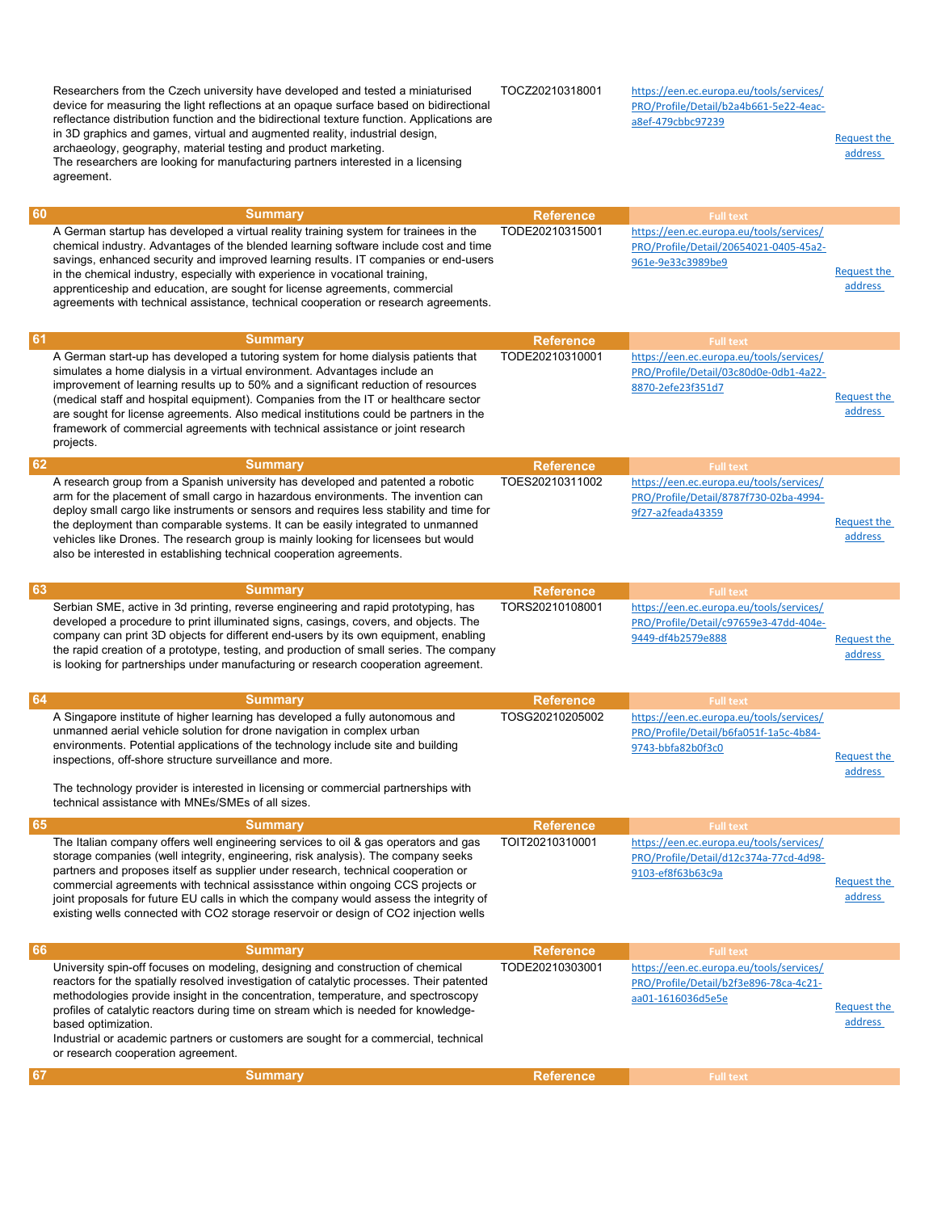| | Summary | Reference | Full text | |
|---|---|---|---|---|
| | Researchers from the Czech university have developed and tested a miniaturised device for measuring the light reflections at an opaque surface based on bidirectional reflectance distribution function and the bidirectional texture function. Applications are in 3D graphics and games, virtual and augmented reality, industrial design, archaeology, geography, material testing and product marketing.<br>The researchers are looking for manufacturing partners interested in a licensing agreement. | TOCZ20210318001 | https://een.ec.europa.eu/tools/services/PRO/Profile/Detail/b2a4b661-5e22-4eac-a8ef-479cbbc97239 | Request the address |
| 60 | A German startup has developed a virtual reality training system for trainees in the chemical industry. Advantages of the blended learning software include cost and time savings, enhanced security and improved learning results. IT companies or end-users in the chemical industry, especially with experience in vocational training, apprenticeship and education, are sought for license agreements, commercial agreements with technical assistance, technical cooperation or research agreements. | TODE20210315001 | https://een.ec.europa.eu/tools/services/PRO/Profile/Detail/20654021-0405-45a2-961e-9e33c3989be9 | Request the address |
| 61 | A German start-up has developed a tutoring system for home dialysis patients that simulates a home dialysis in a virtual environment. Advantages include an improvement of learning results up to 50% and a significant reduction of resources (medical staff and hospital equipment). Companies from the IT or healthcare sector are sought for license agreements. Also medical institutions could be partners in the framework of commercial agreements with technical assistance or joint research projects. | TODE20210310001 | https://een.ec.europa.eu/tools/services/PRO/Profile/Detail/03c80d0e-0db1-4a22-8870-2efe23f351d7 | Request the address |
| 62 | A research group from a Spanish university has developed and patented a robotic arm for the placement of small cargo in hazardous environments. The invention can deploy small cargo like instruments or sensors and requires less stability and time for the deployment than comparable systems. It can be easily integrated to unmanned vehicles like Drones. The research group is mainly looking for licensees but would also be interested in establishing technical cooperation agreements. | TOES20210311002 | https://een.ec.europa.eu/tools/services/PRO/Profile/Detail/8787f730-02ba-4994-9f27-a2feada43359 | Request the address |
| 63 | Serbian SME, active in 3d printing, reverse engineering and rapid prototyping, has developed a procedure to print illuminated signs, casings, covers, and objects. The company can print 3D objects for different end-users by its own equipment, enabling the rapid creation of a prototype, testing, and production of small series. The company is looking for partnerships under manufacturing or research cooperation agreement. | TORS20210108001 | https://een.ec.europa.eu/tools/services/PRO/Profile/Detail/c97659e3-47dd-404e-9449-df4b2579e888 | Request the address |
| 64 | A Singapore institute of higher learning has developed a fully autonomous and unmanned aerial vehicle solution for drone navigation in complex urban environments. Potential applications of the technology include site and building inspections, off-shore structure surveillance and more.<br><br>The technology provider is interested in licensing or commercial partnerships with technical assistance with MNEs/SMEs of all sizes. | TOSG20210205002 | https://een.ec.europa.eu/tools/services/PRO/Profile/Detail/b6fa051f-1a5c-4b84-9743-bbfa82b0f3c0 | Request the address |
| 65 | The Italian company offers well engineering services to oil & gas operators and gas storage companies (well integrity, engineering, risk analysis). The company seeks partners and proposes itself as supplier under research, technical cooperation or commercial agreements with technical assistance within ongoing CCS projects or joint proposals for future EU calls in which the company would assess the integrity of existing wells connected with $CO_2$ storage reservoir or design of $CO_2$ injection wells | TOIT20210310001 | https://een.ec.europa.eu/tools/services/PRO/Profile/Detail/d12c374a-77cd-4d98-9103-ef8f63b63c9a | Request the address |
| 66 | University spin-off focuses on modeling, designing and construction of chemical reactors for the spatially resolved investigation of catalytic processes. Their patented methodologies provide insight in the concentration, temperature, and spectroscopy profiles of catalytic reactors during time on stream which is needed for knowledge-based optimization.<br>Industrial or academic partners or customers are sought for a commercial, technical or research cooperation agreement. | TODE20210303001 | https://een.ec.europa.eu/tools/services/PRO/Profile/Detail/b2f3e896-78ca-4c21-aa01-1616036d5e5e | Request the address |
| 67 | | | | |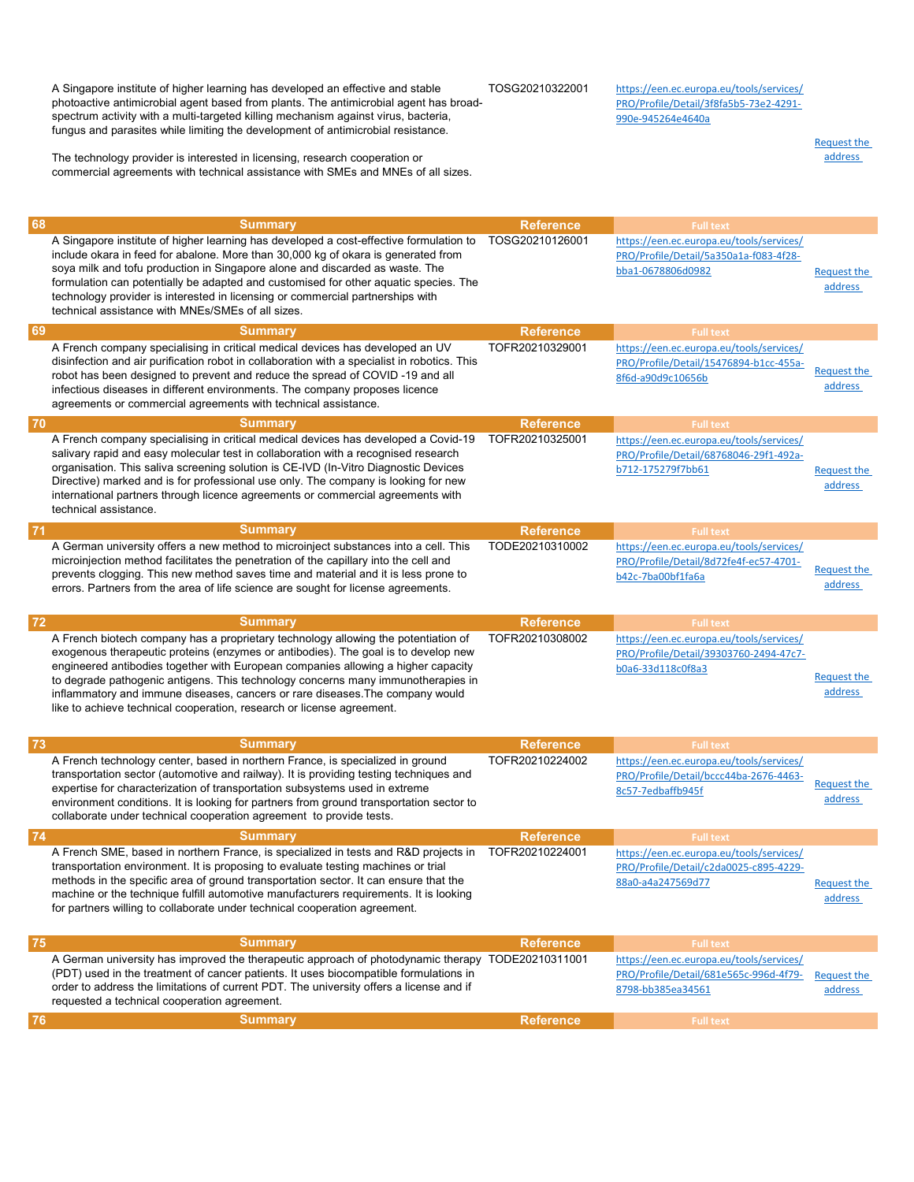| | Summary | Reference | Full text | |
|---|---|---|---|---|
| | A Singapore institute of higher learning has developed an effective and stable photoactive antimicrobial agent based from plants. The antimicrobial agent has broad-spectrum activity with a multi-targeted killing mechanism against virus, bacteria, fungus and parasites while limiting the development of antimicrobial resistance.<br><br>The technology provider is interested in licensing, research cooperation or commercial agreements with technical assistance with SMEs and MNEs of all sizes. | TOSG20210322001 | https://een.ec.europa.eu/tools/services/PRO/Profile/Detail/3f8fa5b5-73e2-4291-990e-945264e4640a | Request the address |
| 68 | Summary | Reference | Full text | |
| | A Singapore institute of higher learning has developed a cost-effective formulation to include okara in feed for abalone. More than 30,000 kg of okara is generated from soya milk and tofu production in Singapore alone and discarded as waste. The formulation can potentially be adapted and customised for other aquatic species. The technology provider is interested in licensing or commercial partnerships with technical assistance with MNEs/SMEs of all sizes. | TOSG20210126001 | https://een.ec.europa.eu/tools/services/PRO/Profile/Detail/5a350a1a-f083-4f28-bba1-0678806d0982 | Request the address |
| 69 | Summary | Reference | Full text | |
| | A French company specialising in critical medical devices has developed an UV disinfection and air purification robot in collaboration with a specialist in robotics. This robot has been designed to prevent and reduce the spread of COVID -19 and all infectious diseases in different environments. The company proposes licence agreements or commercial agreements with technical assistance. | TOFR20210329001 | https://een.ec.europa.eu/tools/services/PRO/Profile/Detail/15476894-b1cc-455a-8f6d-a90d9c10656b | Request the address |
| 70 | Summary | Reference | Full text | |
| | A French company specialising in critical medical devices has developed a Covid-19 salivary rapid and easy molecular test in collaboration with a recognised research organisation. This saliva screening solution is CE-IVD (In-Vitro Diagnostic Devices Directive) marked and is for professional use only. The company is looking for new international partners through licence agreements or commercial agreements with technical assistance. | TOFR20210325001 | https://een.ec.europa.eu/tools/services/PRO/Profile/Detail/68768046-29f1-492a-b712-175279f7bb61 | Request the address |
| 71 | Summary | Reference | Full text | |
| | A German university offers a new method to microinject substances into a cell. This microinjection method facilitates the penetration of the capillary into the cell and prevents clogging. This new method saves time and material and it is less prone to errors. Partners from the area of life science are sought for license agreements. | TODE20210310002 | https://een.ec.europa.eu/tools/services/PRO/Profile/Detail/8d72fe4f-ec57-4701-b42c-7ba00bf1fa6a | Request the address |
| 72 | Summary | Reference | Full text | |
| | A French biotech company has a proprietary technology allowing the potentiation of exogenous therapeutic proteins (enzymes or antibodies). The goal is to develop new engineered antibodies together with European companies allowing a higher capacity to degrade pathogenic antigens. This technology concerns many immunotherapies in inflammatory and immune diseases, cancers or rare diseases.The company would like to achieve technical cooperation, research or license agreement. | TOFR20210308002 | https://een.ec.europa.eu/tools/services/PRO/Profile/Detail/39303760-2494-47c7-b0a6-33d118c0f8a3 | Request the address |
| 73 | Summary | Reference | Full text | |
| | A French technology center, based in northern France, is specialized in ground transportation sector (automotive and railway). It is providing testing techniques and expertise for characterization of transportation subsystems used in extreme environment conditions. It is looking for partners from ground transportation sector to collaborate under technical cooperation agreement to provide tests. | TOFR20210224002 | https://een.ec.europa.eu/tools/services/PRO/Profile/Detail/bccc44ba-2676-4463-8c57-7edbaffb945f | Request the address |
| 74 | Summary | Reference | Full text | |
| | A French SME, based in northern France, is specialized in tests and R&D projects in transportation environment. It is proposing to evaluate testing machines or trial methods in the specific area of ground transportation sector. It can ensure that the machine or the technique fulfill automotive manufacturers requirements. It is looking for partners willing to collaborate under technical cooperation agreement. | TOFR20210224001 | https://een.ec.europa.eu/tools/services/PRO/Profile/Detail/c2da0025-c895-4229-88a0-a4a247569d77 | Request the address |
| 75 | Summary | Reference | Full text | |
| | A German university has improved the therapeutic approach of photodynamic therapy (PDT) used in the treatment of cancer patients. It uses biocompatible formulations in order to address the limitations of current PDT. The university offers a license and if requested a technical cooperation agreement. | TODE20210311001 | https://een.ec.europa.eu/tools/services/PRO/Profile/Detail/681e565c-996d-4f79-8798-bb385ea34561 | Request the address |
| 76 | Summary | Reference | Full text | |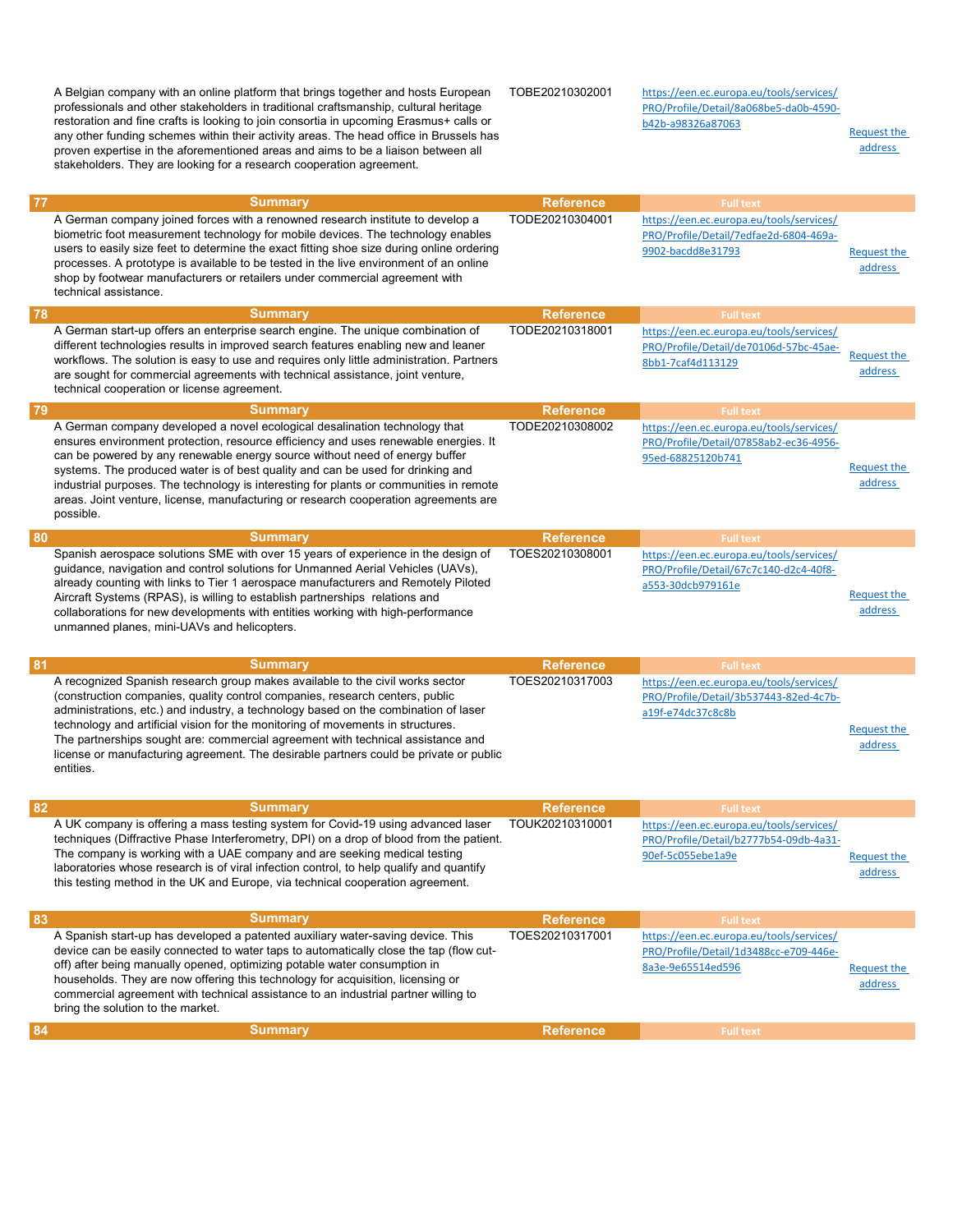| | Summary | Reference | Full text | |
|---|---|---|---|---|
| | A Belgian company with an online platform that brings together and hosts European professionals and other stakeholders in traditional craftsmanship, cultural heritage restoration and fine crafts is looking to join consortia in upcoming Erasmus+ calls or any other funding schemes within their activity areas. The head office in Brussels has proven expertise in the aforementioned areas and aims to be a liaison between all stakeholders. They are looking for a research cooperation agreement. | TOBE20210302001 | https://een.ec.europa.eu/tools/services/PRO/Profile/Detail/8a068be5-da0b-4590-b42b-a98326a87063 | Request the address |

| 77 | Summary | Reference | Full text | |
|---|---|---|---|---|
| | A German company joined forces with a renowned research institute to develop a biometric foot measurement technology for mobile devices. The technology enables users to easily size feet to determine the exact fitting shoe size during online ordering processes. A prototype is available to be tested in the live environment of an online shop by footwear manufacturers or retailers under commercial agreement with technical assistance. | TODE20210304001 | https://een.ec.europa.eu/tools/services/PRO/Profile/Detail/7edfae2d-6804-469a-9902-bacdd8e31793 | Request the address |

| 78 | Summary | Reference | Full text | |
|---|---|---|---|---|
| | A German start-up offers an enterprise search engine. The unique combination of different technologies results in improved search features enabling new and leaner workflows. The solution is easy to use and requires only little administration. Partners are sought for commercial agreements with technical assistance, joint venture, technical cooperation or license agreement. | TODE20210318001 | https://een.ec.europa.eu/tools/services/PRO/Profile/Detail/de70106d-57bc-45ae-8bb1-7caf4d113129 | Request the address |

| 79 | Summary | Reference | Full text | |
|---|---|---|---|---|
| | A German company developed a novel ecological desalination technology that ensures environment protection, resource efficiency and uses renewable energies. It can be powered by any renewable energy source without need of energy buffer systems. The produced water is of best quality and can be used for drinking and industrial purposes. The technology is interesting for plants or communities in remote areas. Joint venture, license, manufacturing or research cooperation agreements are possible. | TODE20210308002 | https://een.ec.europa.eu/tools/services/PRO/Profile/Detail/07858ab2-ec36-4956-95ed-68825120b741 | Request the address |

| 80 | Summary | Reference | Full text | |
|---|---|---|---|---|
| | Spanish aerospace solutions SME with over 15 years of experience in the design of guidance, navigation and control solutions for Unmanned Aerial Vehicles (UAVs), already counting with links to Tier 1 aerospace manufacturers and Remotely Piloted Aircraft Systems (RPAS), is willing to establish partnerships relations and collaborations for new developments with entities working with high-performance unmanned planes, mini-UAVs and helicopters. | TOES20210308001 | https://een.ec.europa.eu/tools/services/PRO/Profile/Detail/67c7c140-d2c4-40f8-a553-30dcb979161e | Request the address |

| 81 | Summary | Reference | Full text | |
|---|---|---|---|---|
| | A recognized Spanish research group makes available to the civil works sector (construction companies, quality control companies, research centers, public administrations, etc.) and industry, a technology based on the combination of laser technology and artificial vision for the monitoring of movements in structures. The partnerships sought are: commercial agreement with technical assistance and license or manufacturing agreement. The desirable partners could be private or public entities. | TOES20210317003 | https://een.ec.europa.eu/tools/services/PRO/Profile/Detail/3b537443-82ed-4c7b-a19f-e74dc37c8c8b | Request the address |

| 82 | Summary | Reference | Full text | |
|---|---|---|---|---|
| | A UK company is offering a mass testing system for Covid-19 using advanced laser techniques (Diffractive Phase Interferometry, DPI) on a drop of blood from the patient. The company is working with a UAE company and are seeking medical testing laboratories whose research is of viral infection control, to help qualify and quantify this testing method in the UK and Europe, via technical cooperation agreement. | TOUK20210310001 | https://een.ec.europa.eu/tools/services/PRO/Profile/Detail/b2777b54-09db-4a31-90ef-5c055ebe1a9e | Request the address |

| 83 | Summary | Reference | Full text | |
|---|---|---|---|---|
| | A Spanish start-up has developed a patented auxiliary water-saving device. This device can be easily connected to water taps to automatically close the tap (flow cut-off) after being manually opened, optimizing potable water consumption in households. They are now offering this technology for acquisition, licensing or commercial agreement with technical assistance to an industrial partner willing to bring the solution to the market. | TOES20210317001 | https://een.ec.europa.eu/tools/services/PRO/Profile/Detail/1d3488cc-e709-446e-8a3e-9e65514ed596 | Request the address |

| 84 | Summary | Reference | Full text | |
|---|---|---|---|---|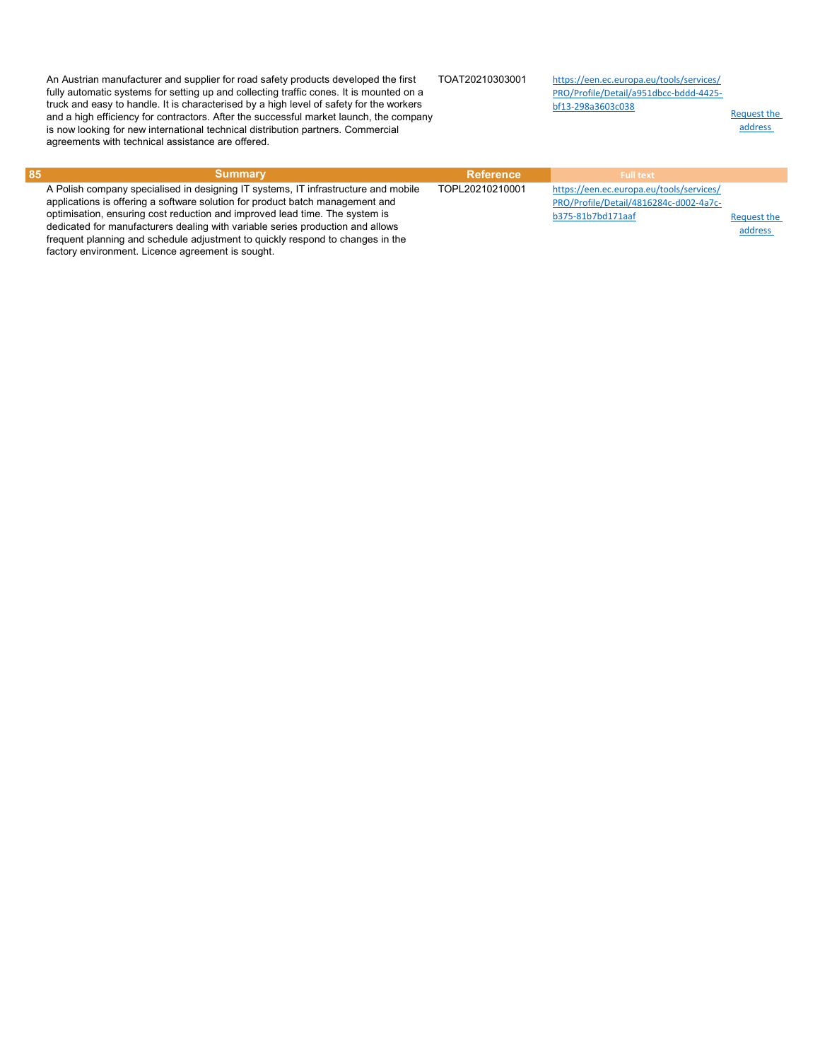| | | | | |
|---|---|---|---|---|
| | An Austrian manufacturer and supplier for road safety products developed the first fully automatic systems for setting up and collecting traffic cones. It is mounted on a truck and easy to handle. It is characterised by a high level of safety for the workers and a high efficiency for contractors. After the successful market launch, the company is now looking for new international technical distribution partners. Commercial agreements with technical assistance are offered. | TOAT20210303001 | https://een.ec.europa.eu/tools/services/PRO/Profile/Detail/a951dbcc-bddd-4425-bf13-298a3603c038 | Request the address |

| 85 | Summary | Reference | Full text | |
|---|---|---|---|---|
| | A Polish company specialised in designing IT systems, IT infrastructure and mobile applications is offering a software solution for product batch management and optimisation, ensuring cost reduction and improved lead time. The system is dedicated for manufacturers dealing with variable series production and allows frequent planning and schedule adjustment to quickly respond to changes in the factory environment. Licence agreement is sought. | TOPL20210210001 | https://een.ec.europa.eu/tools/services/PRO/Profile/Detail/4816284c-d002-4a7c-b375-81b7bd171aaf | Request the address |